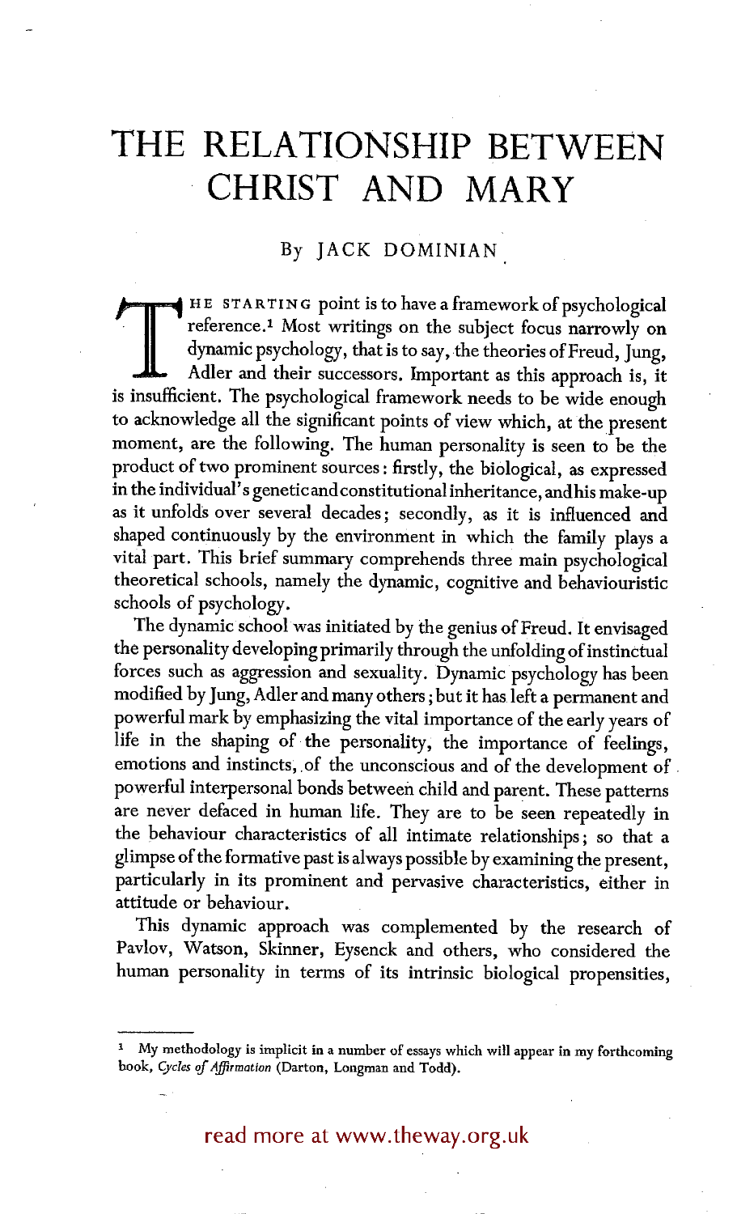# THE RELATIONSHIP BETWEEN CHRIST AND MARY

By JACK DOMINIAN

THE STARTING point is to have a framework of psychological reference.[1] Most writings on the subject focus narrowly on dynamic psychology, that is to say, the theories of Freud, Jung, Adler and their successors. Important as this approach is, it is insufficient. The psychological framework needs to be wide enough to acknowledge all the significant points of view which, at the present moment, are the following. The human personality is seen to be the product of two prominent sources: firstly, the biological, as expressed in the individual's genetic and constitutional inheritance, and his make-up as it unfolds over several decades; secondly, as it is influenced and shaped continuously by the environment in which the family plays a vital part. This brief summary comprehends three main psychological theoretical schools, namely the dynamic, cognitive and behaviouristic schools of psychology.

The dynamic school was initiated by the genius of Freud. It envisaged the personality developing primarily through the unfolding of instinctual forces such as aggression and sexuality. Dynamic psychology has been modified by Jung, Adler and many others; but it has left a permanent and powerful mark by emphasizing the vital importance of the early years of life in the shaping of the personality, the importance of feelings, emotions and instincts, of the unconscious and of the development of powerful interpersonal bonds between child and parent. These patterns are never defaced in human life. They are to be seen repeatedly in the behaviour characteristics of all intimate relationships; so that a glimpse of the formative past is always possible by examining the present, particularly in its prominent and pervasive characteristics, either in attitude or behaviour.

This dynamic approach was complemented by the research of Pavlov, Watson, Skinner, Eysenck and others, who considered the human personality in terms of its intrinsic biological propensities,

[1] My methodology is implicit in a number of essays which will appear in my forthcoming book, *Cycles of Affirmation* (Darton, Longman and Todd).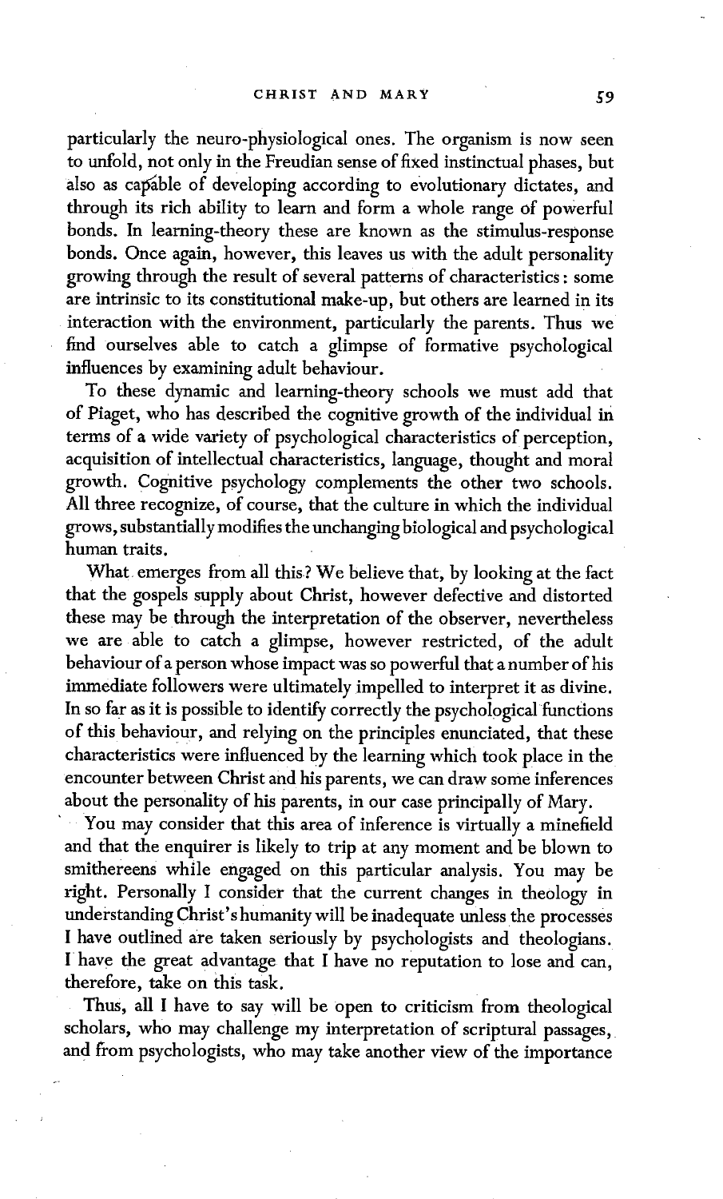particularly the neuro-physiological ones. The organism is now seen to unfold, not only in the Freudian sense of fixed instinctual phases, but also as capable of developing according to evolutionary dictates, and through its rich ability to learn and form a whole range of powerful bonds. In learning-theory these are known as the stimulus-response bonds. Once again, however, this leaves us with the adult personality growing through the result of several patterns of characteristics: some are intrinsic to its constitutional make-up, but others are learned in its interaction with the environment, particularly the parents. Thus we find ourselves able to catch a glimpse of formative psychological influences by examining adult behaviour.

To these dynamic and learning-theory schools we must add that of Piaget, who has described the cognitive growth of the individual in terms of a wide variety of psychological characteristics of perception, acquisition of intellectual characteristics, language, thought and moral growth. Cognitive psychology complements the other two schools. All three recognize, of course, that the culture in which the individual grows, substantially modifies the unchanging biological and psychological human traits.

What emerges from all this? We believe that, by looking at the fact that the gospels supply about Christ, however defective and distorted these may be through the interpretation of the observer, nevertheless we are able to catch a glimpse, however restricted, of the adult behaviour of a person whose impact was so powerful that a number of his immediate followers were ultimately impelled to interpret it as divine. In so far as it is possible to identify correctly the psychological functions of this behaviour, and relying on the principles enunciated, that these characteristics were influenced by the learning which took place in the encounter between Christ and his parents, we can draw some inferences about the personality of his parents, in our case principally of Mary.

You may consider that this area of inference is virtually a minefield and that the enquirer is likely to trip at any moment and be blown to smithereens while engaged on this particular analysis. You may be right. Personally I consider that the current changes in theology in understanding Christ's humanity will be inadequate unless the processes I have outlined are taken seriously by psychologists and theologians. I have the great advantage that I have no reputation to lose and can, therefore, take on this task.

Thus, all I have to say will be open to criticism from theological scholars, who may challenge my interpretation of scriptural passages, and from psychologists, who may take another view of the importance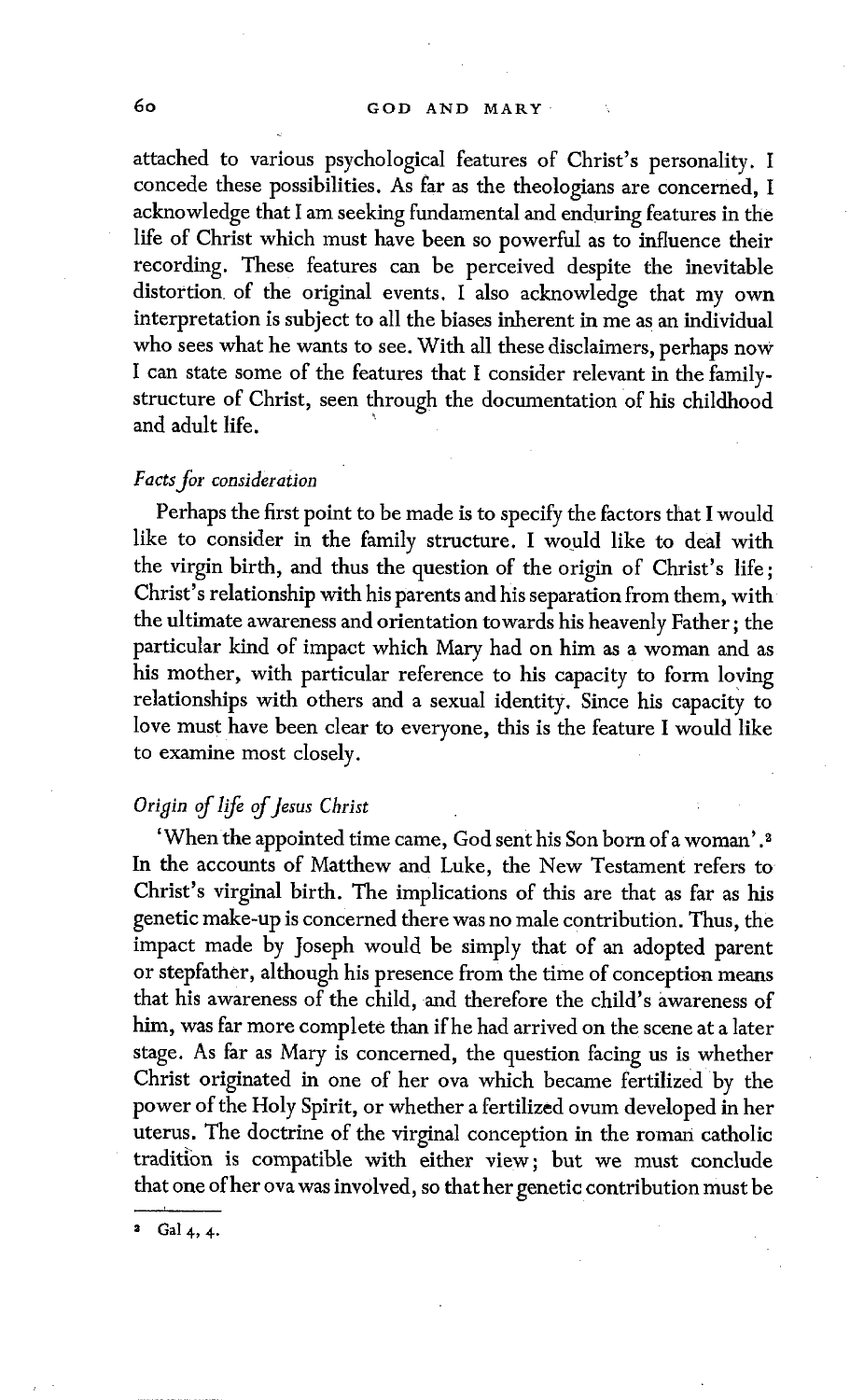attached to various psychological features of Christ's personality. I concede these possibilities. As far as the theologians are concerned, I acknowledge that I am seeking fundamental and enduring features in the life of Christ which must have been so powerful as to influence their recording. These features can be perceived despite the inevitable distortion of the original events. I also acknowledge that my own interpretation is subject to all the biases inherent in me as an individual who sees what he wants to see. With all these disclaimers, perhaps now I can state some of the features that I consider relevant in the family-structure of Christ, seen through the documentation of his childhood and adult life.

### *Facts for consideration*

Perhaps the first point to be made is to specify the factors that I would like to consider in the family structure. I would like to deal with the virgin birth, and thus the question of the origin of Christ's life; Christ's relationship with his parents and his separation from them, with the ultimate awareness and orientation towards his heavenly Father; the particular kind of impact which Mary had on him as a woman and as his mother, with particular reference to his capacity to form loving relationships with others and a sexual identity. Since his capacity to love must have been clear to everyone, this is the feature I would like to examine most closely.

### *Origin of life of Jesus Christ*

'When the appointed time came, God sent his Son born of a woman'.[2] In the accounts of Matthew and Luke, the New Testament refers to Christ's virginal birth. The implications of this are that as far as his genetic make-up is concerned there was no male contribution. Thus, the impact made by Joseph would be simply that of an adopted parent or stepfather, although his presence from the time of conception means that his awareness of the child, and therefore the child's awareness of him, was far more complete than if he had arrived on the scene at a later stage. As far as Mary is concerned, the question facing us is whether Christ originated in one of her ova which became fertilized by the power of the Holy Spirit, or whether a fertilized ovum developed in her uterus. The doctrine of the virginal conception in the roman catholic tradition is compatible with either view; but we must conclude that one of her ova was involved, so that her genetic contribution must be

[2] Gal 4, 4.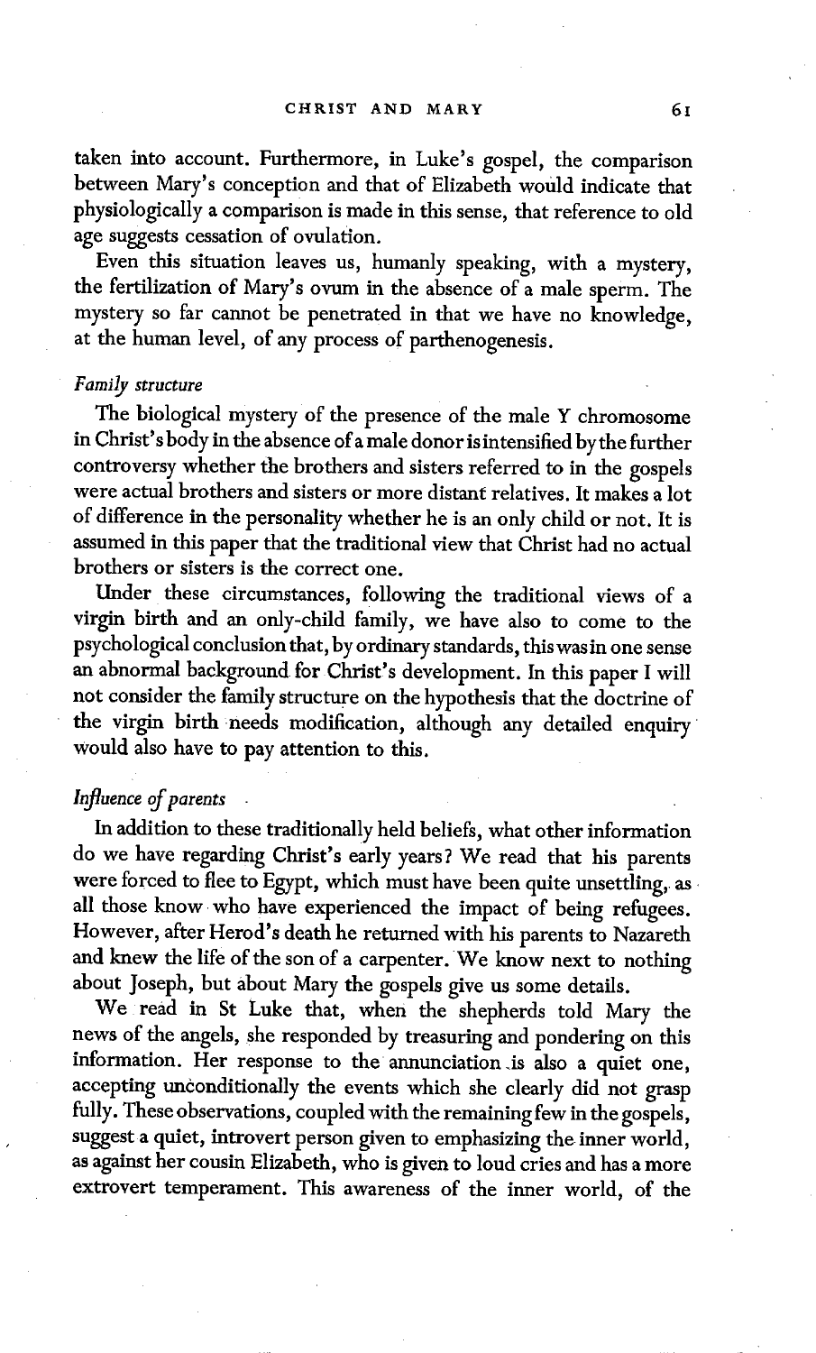taken into account. Furthermore, in Luke's gospel, the comparison between Mary's conception and that of Elizabeth would indicate that physiologically a comparison is made in this sense, that reference to old age suggests cessation of ovulation.

Even this situation leaves us, humanly speaking, with a mystery, the fertilization of Mary's ovum in the absence of a male sperm. The mystery so far cannot be penetrated in that we have no knowledge, at the human level, of any process of parthenogenesis.

*Family structure*

The biological mystery of the presence of the male Y chromosome in Christ's body in the absence of a male donor is intensified by the further controversy whether the brothers and sisters referred to in the gospels were actual brothers and sisters or more distant relatives. It makes a lot of difference in the personality whether he is an only child or not. It is assumed in this paper that the traditional view that Christ had no actual brothers or sisters is the correct one.

Under these circumstances, following the traditional views of a virgin birth and an only-child family, we have also to come to the psychological conclusion that, by ordinary standards, this was in one sense an abnormal background for Christ's development. In this paper I will not consider the family structure on the hypothesis that the doctrine of the virgin birth needs modification, although any detailed enquiry would also have to pay attention to this.

*Influence of parents*

In addition to these traditionally held beliefs, what other information do we have regarding Christ's early years? We read that his parents were forced to flee to Egypt, which must have been quite unsettling, as all those know who have experienced the impact of being refugees. However, after Herod's death he returned with his parents to Nazareth and knew the life of the son of a carpenter. We know next to nothing about Joseph, but about Mary the gospels give us some details.

We read in St Luke that, when the shepherds told Mary the news of the angels, she responded by treasuring and pondering on this information. Her response to the annunciation is also a quiet one, accepting unconditionally the events which she clearly did not grasp fully. These observations, coupled with the remaining few in the gospels, suggest a quiet, introvert person given to emphasizing the inner world, as against her cousin Elizabeth, who is given to loud cries and has a more extrovert temperament. This awareness of the inner world, of the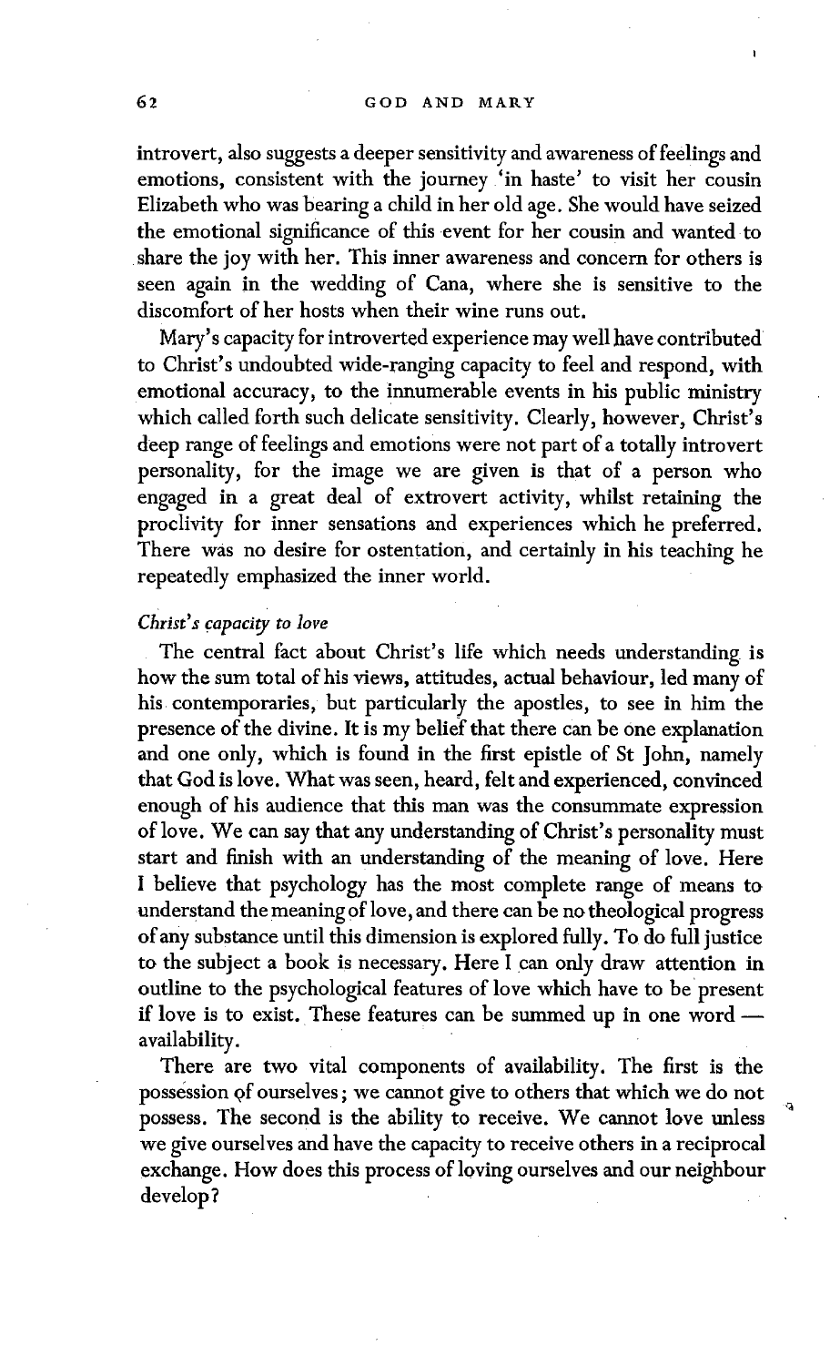introvert, also suggests a deeper sensitivity and awareness of feelings and emotions, consistent with the journey 'in haste' to visit her cousin Elizabeth who was bearing a child in her old age. She would have seized the emotional significance of this event for her cousin and wanted to share the joy with her. This inner awareness and concern for others is seen again in the wedding of Cana, where she is sensitive to the discomfort of her hosts when their wine runs out.

Mary's capacity for introverted experience may well have contributed to Christ's undoubted wide-ranging capacity to feel and respond, with emotional accuracy, to the innumerable events in his public ministry which called forth such delicate sensitivity. Clearly, however, Christ's deep range of feelings and emotions were not part of a totally introvert personality, for the image we are given is that of a person who engaged in a great deal of extrovert activity, whilst retaining the proclivity for inner sensations and experiences which he preferred. There was no desire for ostentation, and certainly in his teaching he repeatedly emphasized the inner world.

### *Christ's capacity to love*

The central fact about Christ's life which needs understanding is how the sum total of his views, attitudes, actual behaviour, led many of his contemporaries, but particularly the apostles, to see in him the presence of the divine. It is my belief that there can be one explanation and one only, which is found in the first epistle of St John, namely that God is love. What was seen, heard, felt and experienced, convinced enough of his audience that this man was the consummate expression of love. We can say that any understanding of Christ's personality must start and finish with an understanding of the meaning of love. Here I believe that psychology has the most complete range of means to understand the meaning of love, and there can be no theological progress of any substance until this dimension is explored fully. To do full justice to the subject a book is necessary. Here I can only draw attention in outline to the psychological features of love which have to be present if love is to exist. These features can be summed up in one word — availability.

There are two vital components of availability. The first is the possession of ourselves; we cannot give to others that which we do not possess. The second is the ability to receive. We cannot love unless we give ourselves and have the capacity to receive others in a reciprocal exchange. How does this process of loving ourselves and our neighbour develop?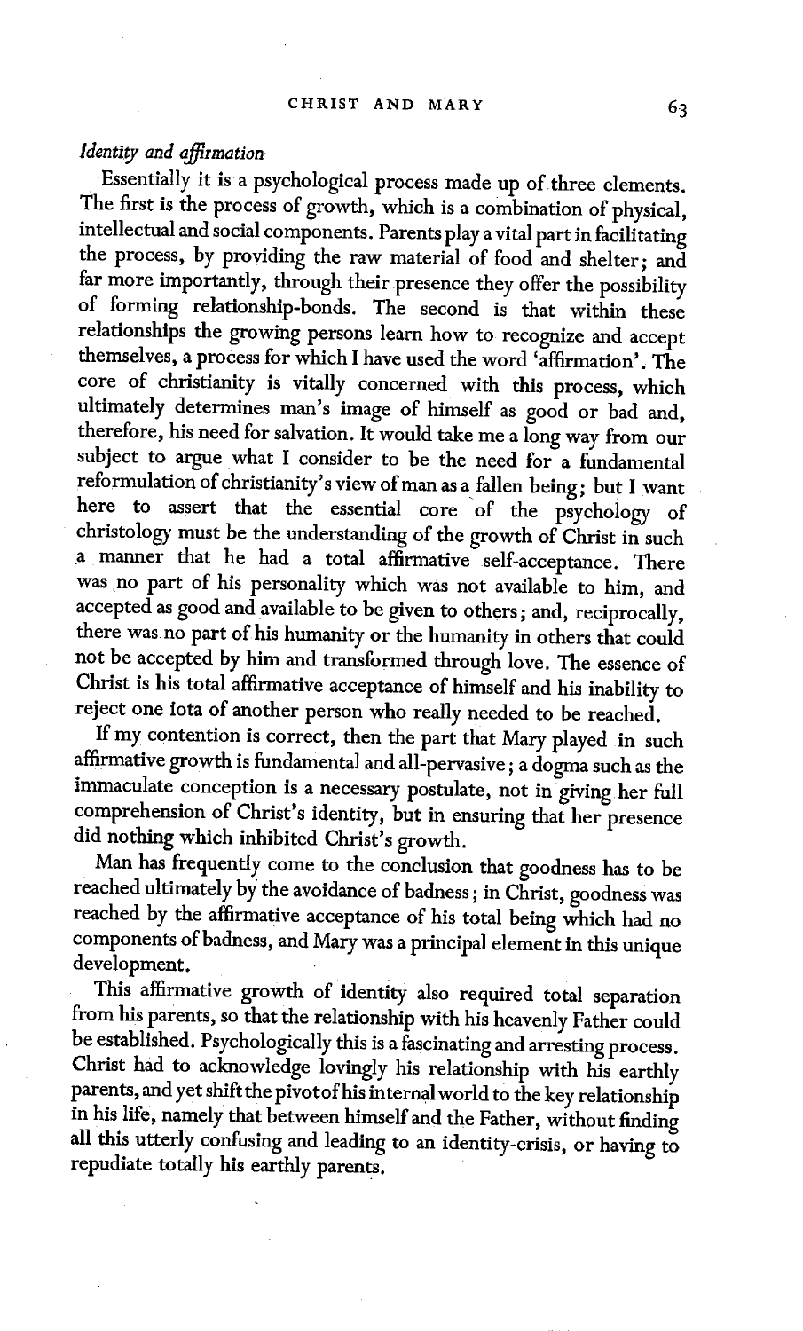### *Identity and affirmation*

Essentially it is a psychological process made up of three elements. The first is the process of growth, which is a combination of physical, intellectual and social components. Parents play a vital part in facilitating the process, by providing the raw material of food and shelter; and far more importantly, through their presence they offer the possibility of forming relationship-bonds. The second is that within these relationships the growing persons learn how to recognize and accept themselves, a process for which I have used the word 'affirmation'. The core of christianity is vitally concerned with this process, which ultimately determines man's image of himself as good or bad and, therefore, his need for salvation. It would take me a long way from our subject to argue what I consider to be the need for a fundamental reformulation of christianity's view of man as a fallen being; but I want here to assert that the essential core of the psychology of christology must be the understanding of the growth of Christ in such a manner that he had a total affirmative self-acceptance. There was no part of his personality which was not available to him, and accepted as good and available to be given to others; and, reciprocally, there was no part of his humanity or the humanity in others that could not be accepted by him and transformed through love. The essence of Christ is his total affirmative acceptance of himself and his inability to reject one iota of another person who really needed to be reached.

If my contention is correct, then the part that Mary played in such affirmative growth is fundamental and all-pervasive; a dogma such as the immaculate conception is a necessary postulate, not in giving her full comprehension of Christ's identity, but in ensuring that her presence did nothing which inhibited Christ's growth.

Man has frequently come to the conclusion that goodness has to be reached ultimately by the avoidance of badness; in Christ, goodness was reached by the affirmative acceptance of his total being which had no components of badness, and Mary was a principal element in this unique development.

This affirmative growth of identity also required total separation from his parents, so that the relationship with his heavenly Father could be established. Psychologically this is a fascinating and arresting process. Christ had to acknowledge lovingly his relationship with his earthly parents, and yet shift the pivot of his internal world to the key relationship in his life, namely that between himself and the Father, without finding all this utterly confusing and leading to an identity-crisis, or having to repudiate totally his earthly parents.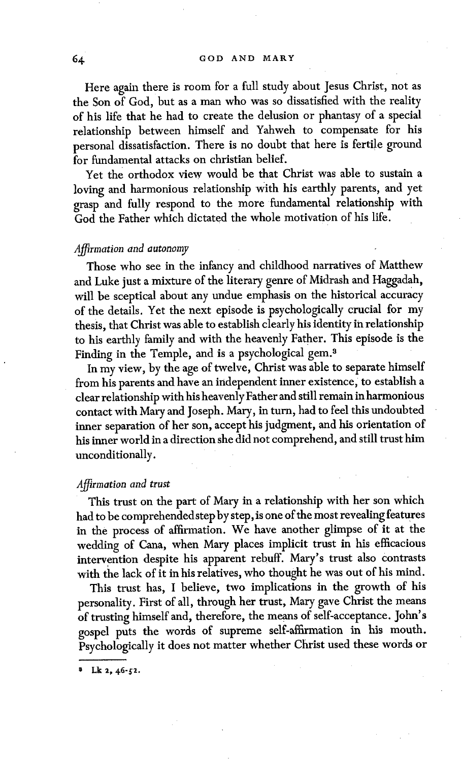Here again there is room for a full study about Jesus Christ, not as the Son of God, but as a man who was so dissatisfied with the reality of his life that he had to create the delusion or phantasy of a special relationship between himself and Yahweh to compensate for his personal dissatisfaction. There is no doubt that here is fertile ground for fundamental attacks on christian belief.

Yet the orthodox view would be that Christ was able to sustain a loving and harmonious relationship with his earthly parents, and yet grasp and fully respond to the more fundamental relationship with God the Father which dictated the whole motivation of his life.

### *Affirmation and autonomy*

Those who see in the infancy and childhood narratives of Matthew and Luke just a mixture of the literary genre of Midrash and Haggadah, will be sceptical about any undue emphasis on the historical accuracy of the details. Yet the next episode is psychologically crucial for my thesis, that Christ was able to establish clearly his identity in relationship to his earthly family and with the heavenly Father. This episode is the Finding in the Temple, and is a psychological gem.[3]

In my view, by the age of twelve, Christ was able to separate himself from his parents and have an independent inner existence, to establish a clear relationship with his heavenly Father and still remain in harmonious contact with Mary and Joseph. Mary, in turn, had to feel this undoubted inner separation of her son, accept his judgment, and his orientation of his inner world in a direction she did not comprehend, and still trust him unconditionally.

### *Affirmation and trust*

This trust on the part of Mary in a relationship with her son which had to be comprehended step by step, is one of the most revealing features in the process of affirmation. We have another glimpse of it at the wedding of Cana, when Mary places implicit trust in his efficacious intervention despite his apparent rebuff. Mary's trust also contrasts with the lack of it in his relatives, who thought he was out of his mind.

This trust has, I believe, two implications in the growth of his personality. First of all, through her trust, Mary gave Christ the means of trusting himself and, therefore, the means of self-acceptance. John's gospel puts the words of supreme self-affirmation in his mouth. Psychologically it does not matter whether Christ used these words or

---

[3] Lk 2, 46-52.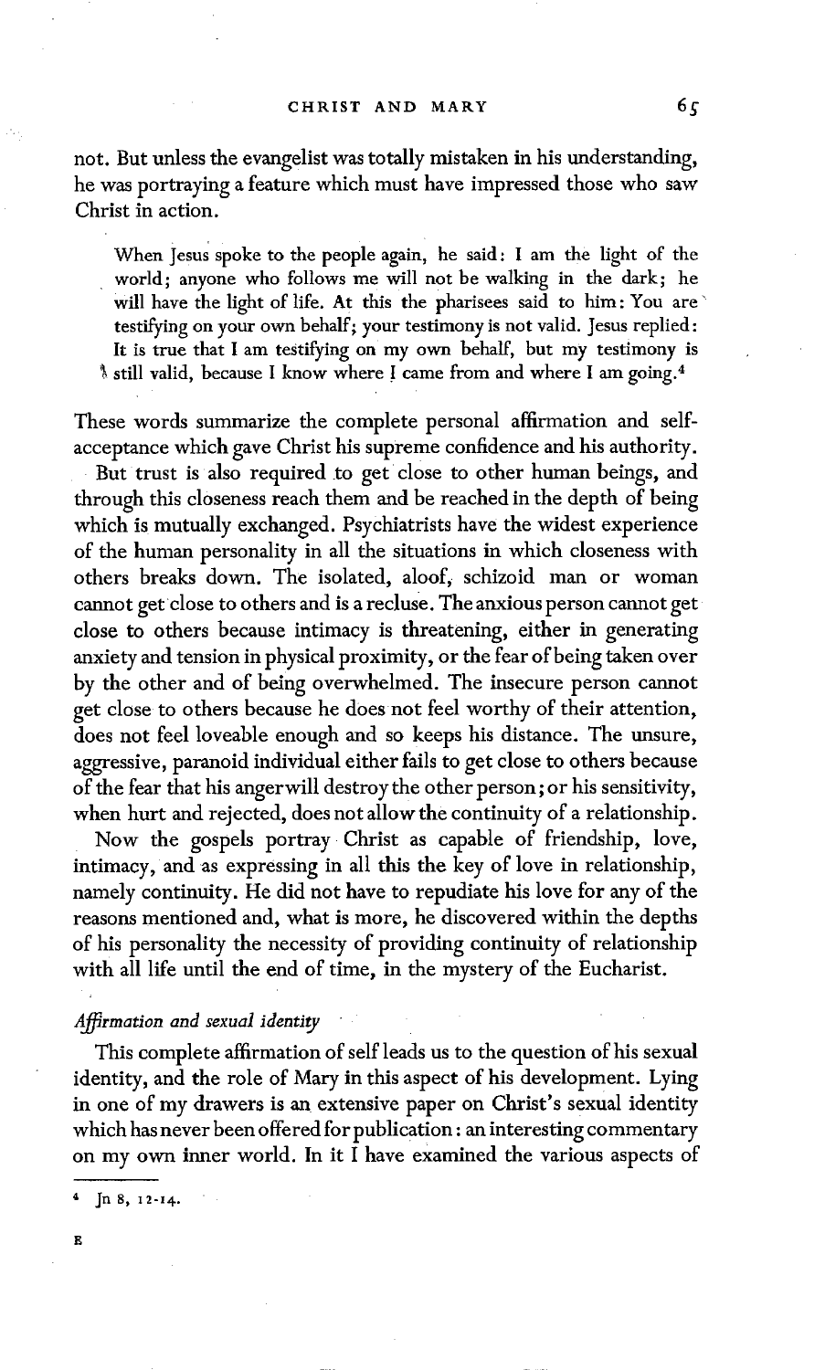not. But unless the evangelist was totally mistaken in his understanding, he was portraying a feature which must have impressed those who saw Christ in action.

> When Jesus spoke to the people again, he said: I am the light of the world; anyone who follows me will not be walking in the dark; he will have the light of life. At this the pharisees said to him: You are testifying on your own behalf; your testimony is not valid. Jesus replied: It is true that I am testifying on my own behalf, but my testimony is still valid, because I know where I came from and where I am going.[4]

These words summarize the complete personal affirmation and self-acceptance which gave Christ his supreme confidence and his authority.

But trust is also required to get close to other human beings, and through this closeness reach them and be reached in the depth of being which is mutually exchanged. Psychiatrists have the widest experience of the human personality in all the situations in which closeness with others breaks down. The isolated, aloof, schizoid man or woman cannot get close to others and is a recluse. The anxious person cannot get close to others because intimacy is threatening, either in generating anxiety and tension in physical proximity, or the fear of being taken over by the other and of being overwhelmed. The insecure person cannot get close to others because he does not feel worthy of their attention, does not feel loveable enough and so keeps his distance. The unsure, aggressive, paranoid individual either fails to get close to others because of the fear that his anger will destroy the other person; or his sensitivity, when hurt and rejected, does not allow the continuity of a relationship.

Now the gospels portray Christ as capable of friendship, love, intimacy, and as expressing in all this the key of love in relationship, namely continuity. He did not have to repudiate his love for any of the reasons mentioned and, what is more, he discovered within the depths of his personality the necessity of providing continuity of relationship with all life until the end of time, in the mystery of the Eucharist.

### *Affirmation and sexual identity*

This complete affirmation of self leads us to the question of his sexual identity, and the role of Mary in this aspect of his development. Lying in one of my drawers is an extensive paper on Christ's sexual identity which has never been offered for publication: an interesting commentary on my own inner world. In it I have examined the various aspects of

---

[4] Jn 8, 12-14.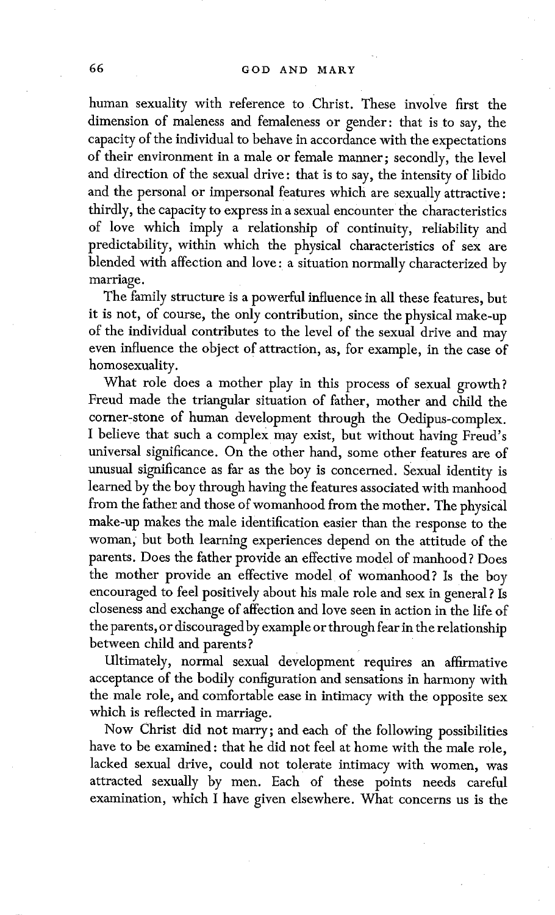human sexuality with reference to Christ. These involve first the dimension of maleness and femaleness or gender: that is to say, the capacity of the individual to behave in accordance with the expectations of their environment in a male or female manner; secondly, the level and direction of the sexual drive: that is to say, the intensity of libido and the personal or impersonal features which are sexually attractive: thirdly, the capacity to express in a sexual encounter the characteristics of love which imply a relationship of continuity, reliability and predictability, within which the physical characteristics of sex are blended with affection and love: a situation normally characterized by marriage.

The family structure is a powerful influence in all these features, but it is not, of course, the only contribution, since the physical make-up of the individual contributes to the level of the sexual drive and may even influence the object of attraction, as, for example, in the case of homosexuality.

What role does a mother play in this process of sexual growth? Freud made the triangular situation of father, mother and child the corner-stone of human development through the Oedipus-complex. I believe that such a complex may exist, but without having Freud's universal significance. On the other hand, some other features are of unusual significance as far as the boy is concerned. Sexual identity is learned by the boy through having the features associated with manhood from the father and those of womanhood from the mother. The physical make-up makes the male identification easier than the response to the woman, but both learning experiences depend on the attitude of the parents. Does the father provide an effective model of manhood? Does the mother provide an effective model of womanhood? Is the boy encouraged to feel positively about his male role and sex in general? Is closeness and exchange of affection and love seen in action in the life of the parents, or discouraged by example or through fear in the relationship between child and parents?

Ultimately, normal sexual development requires an affirmative acceptance of the bodily configuration and sensations in harmony with the male role, and comfortable ease in intimacy with the opposite sex which is reflected in marriage.

Now Christ did not marry; and each of the following possibilities have to be examined: that he did not feel at home with the male role, lacked sexual drive, could not tolerate intimacy with women, was attracted sexually by men. Each of these points needs careful examination, which I have given elsewhere. What concerns us is the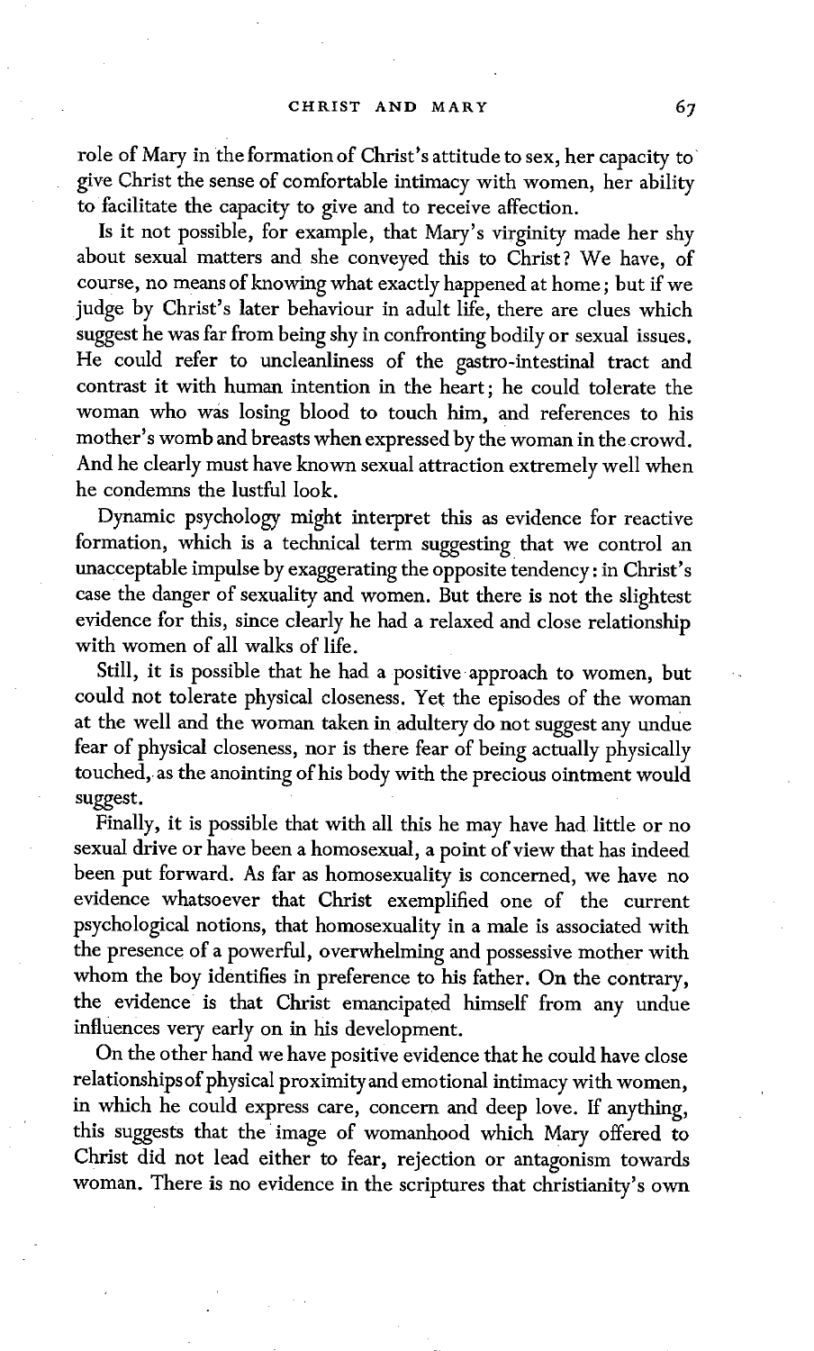role of Mary in the formation of Christ's attitude to sex, her capacity to give Christ the sense of comfortable intimacy with women, her ability to facilitate the capacity to give and to receive affection.

Is it not possible, for example, that Mary's virginity made her shy about sexual matters and she conveyed this to Christ? We have, of course, no means of knowing what exactly happened at home; but if we judge by Christ's later behaviour in adult life, there are clues which suggest he was far from being shy in confronting bodily or sexual issues. He could refer to uncleanliness of the gastro-intestinal tract and contrast it with human intention in the heart; he could tolerate the woman who was losing blood to touch him, and references to his mother's womb and breasts when expressed by the woman in the crowd. And he clearly must have known sexual attraction extremely well when he condemns the lustful look.

Dynamic psychology might interpret this as evidence for reactive formation, which is a technical term suggesting that we control an unacceptable impulse by exaggerating the opposite tendency: in Christ's case the danger of sexuality and women. But there is not the slightest evidence for this, since clearly he had a relaxed and close relationship with women of all walks of life.

Still, it is possible that he had a positive approach to women, but could not tolerate physical closeness. Yet the episodes of the woman at the well and the woman taken in adultery do not suggest any undue fear of physical closeness, nor is there fear of being actually physically touched, as the anointing of his body with the precious ointment would suggest.

Finally, it is possible that with all this he may have had little or no sexual drive or have been a homosexual, a point of view that has indeed been put forward. As far as homosexuality is concerned, we have no evidence whatsoever that Christ exemplified one of the current psychological notions, that homosexuality in a male is associated with the presence of a powerful, overwhelming and possessive mother with whom the boy identifies in preference to his father. On the contrary, the evidence is that Christ emancipated himself from any undue influences very early on in his development.

On the other hand we have positive evidence that he could have close relationships of physical proximity and emotional intimacy with women, in which he could express care, concern and deep love. If anything, this suggests that the image of womanhood which Mary offered to Christ did not lead either to fear, rejection or antagonism towards woman. There is no evidence in the scriptures that christianity's own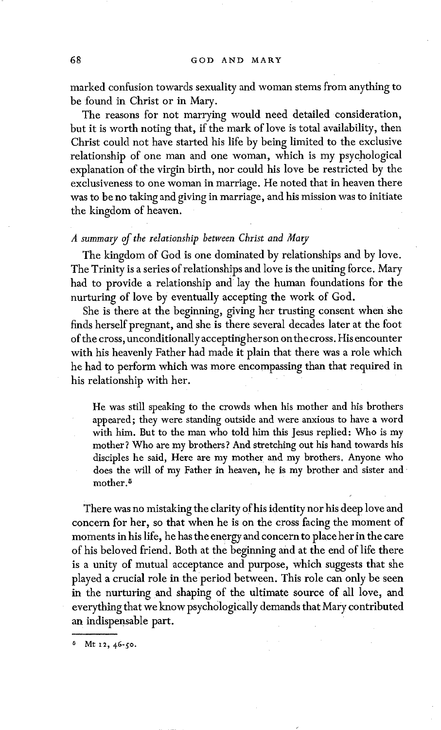marked confusion towards sexuality and woman stems from anything to be found in Christ or in Mary.

The reasons for not marrying would need detailed consideration, but it is worth noting that, if the mark of love is total availability, then Christ could not have started his life by being limited to the exclusive relationship of one man and one woman, which is my psychological explanation of the virgin birth, nor could his love be restricted by the exclusiveness to one woman in marriage. He noted that in heaven there was to be no taking and giving in marriage, and his mission was to initiate the kingdom of heaven.

### *A summary of the relationship between Christ and Mary*

The kingdom of God is one dominated by relationships and by love. The Trinity is a series of relationships and love is the uniting force. Mary had to provide a relationship and lay the human foundations for the nurturing of love by eventually accepting the work of God.

She is there at the beginning, giving her trusting consent when she finds herself pregnant, and she is there several decades later at the foot of the cross, unconditionally accepting her son on the cross. His encounter with his heavenly Father had made it plain that there was a role which he had to perform which was more encompassing than that required in his relationship with her.

> He was still speaking to the crowds when his mother and his brothers appeared; they were standing outside and were anxious to have a word with him. But to the man who told him this Jesus replied: Who is my mother? Who are my brothers? And stretching out his hand towards his disciples he said, Here are my mother and my brothers. Anyone who does the will of my Father in heaven, he is my brother and sister and mother.[5]

There was no mistaking the clarity of his identity nor his deep love and concern for her, so that when he is on the cross facing the moment of moments in his life, he has the energy and concern to place her in the care of his beloved friend. Both at the beginning and at the end of life there is a unity of mutual acceptance and purpose, which suggests that she played a crucial role in the period between. This role can only be seen in the nurturing and shaping of the ultimate source of all love, and everything that we know psychologically demands that Mary contributed an indispensable part.

---

[5] Mt 12, 46-50.